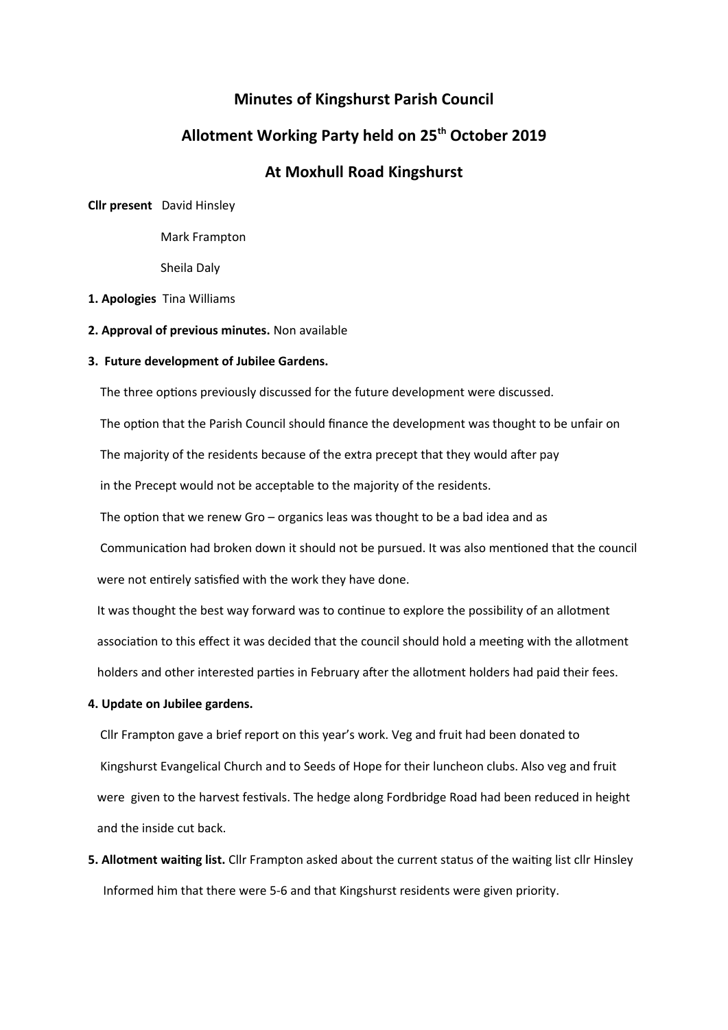# Minutes of Kingshurst Parish Council

## Allotment Working Party held on 25th October 2019

## At Moxhull Road Kingshurst

**Cllr present** David Hinsley

Mark Frampton

Sheila Daly

**1. Apologies** Tina Williams

**2. Approval of previous minutes.** Non available

**3. Future development of Jubilee Gardens.**

The three options previously discussed for the future development were discussed.

The option that the Parish Council should finance the development was thought to be unfair on The majority of the residents because of the extra precept that they would after pay in the Precept would not be acceptable to the majority of the residents.

The option that we renew Gro – organics leas was thought to be a bad idea and as Communication had broken down it should not be pursued. It was also mentioned that the council were not entirely satisfied with the work they have done.

It was thought the best way forward was to continue to explore the possibility of an allotment association to this effect it was decided that the council should hold a meeting with the allotment holders and other interested parties in February after the allotment holders had paid their fees.

**4. Update on Jubilee gardens.**

Cllr Frampton gave a brief report on this year's work. Veg and fruit had been donated to Kingshurst Evangelical Church and to Seeds of Hope for their luncheon clubs. Also veg and fruit were given to the harvest festivals. The hedge along Fordbridge Road had been reduced in height and the inside cut back.

**5. Allotment waiting list.** Cllr Frampton asked about the current status of the waiting list cllr Hinsley Informed him that there were 5-6 and that Kingshurst residents were given priority.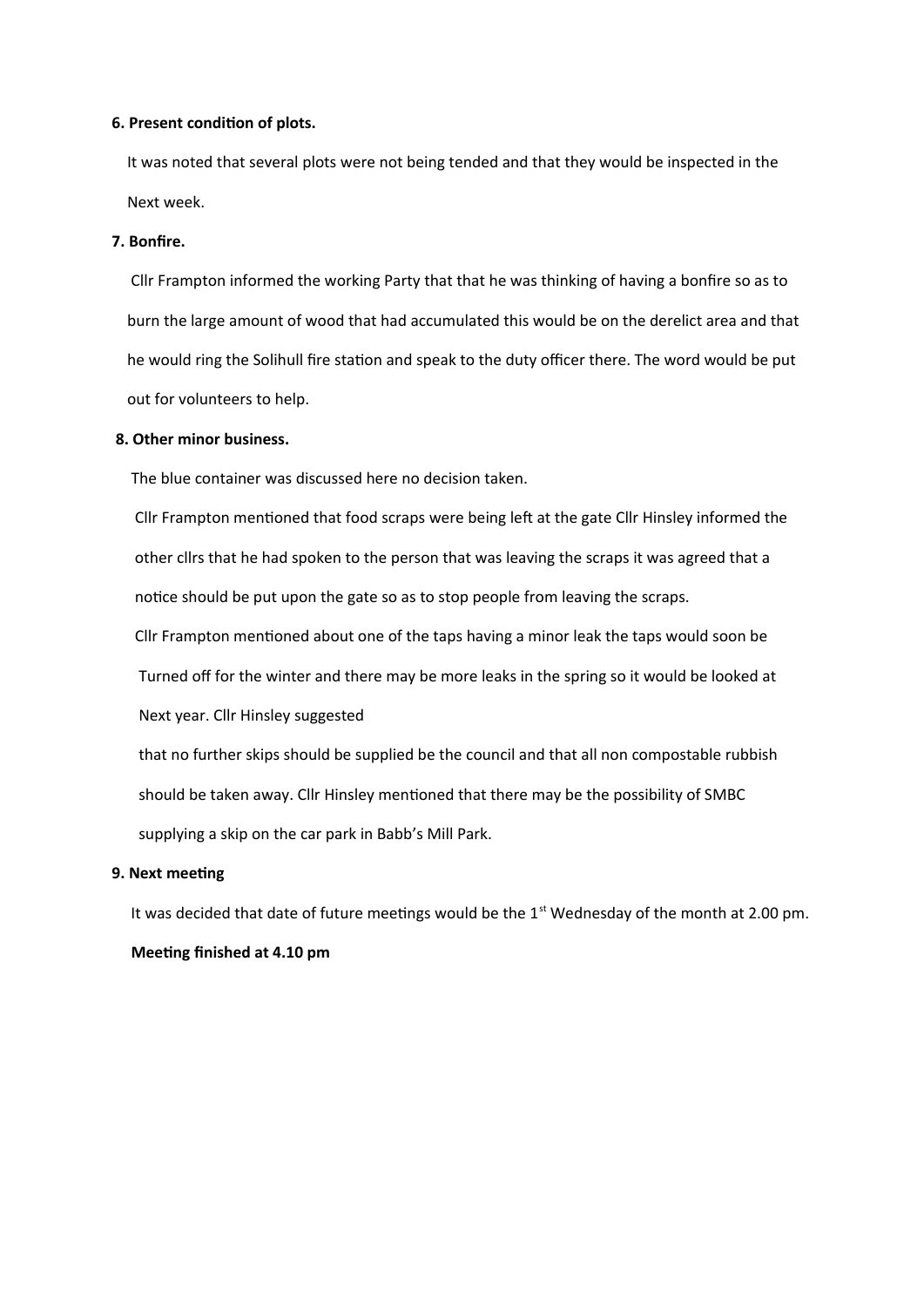**6. Present condition of plots.**

It was noted that several plots were not being tended and that they would be inspected in the Next week.

**7. Bonfire.**

Cllr Frampton informed the working Party that that he was thinking of having a bonfire so as to burn the large amount of wood that had accumulated this would be on the derelict area and that he would ring the Solihull fire station and speak to the duty officer there. The word would be put out for volunteers to help.

**8. Other minor business.**

The blue container was discussed here no decision taken.

Cllr Frampton mentioned that food scraps were being left at the gate Cllr Hinsley informed the other cllrs that he had spoken to the person that was leaving the scraps it was agreed that a notice should be put upon the gate so as to stop people from leaving the scraps.

Cllr Frampton mentioned about one of the taps having a minor leak the taps would soon be Turned off for the winter and there may be more leaks in the spring so it would be looked at Next year. Cllr Hinsley suggested

that no further skips should be supplied be the council and that all non compostable rubbish should be taken away. Cllr Hinsley mentioned that there may be the possibility of SMBC supplying a skip on the car park in Babb's Mill Park.

**9. Next meeting**

It was decided that date of future meetings would be the 1st Wednesday of the month at 2.00 pm.

**Meeting finished at 4.10 pm**